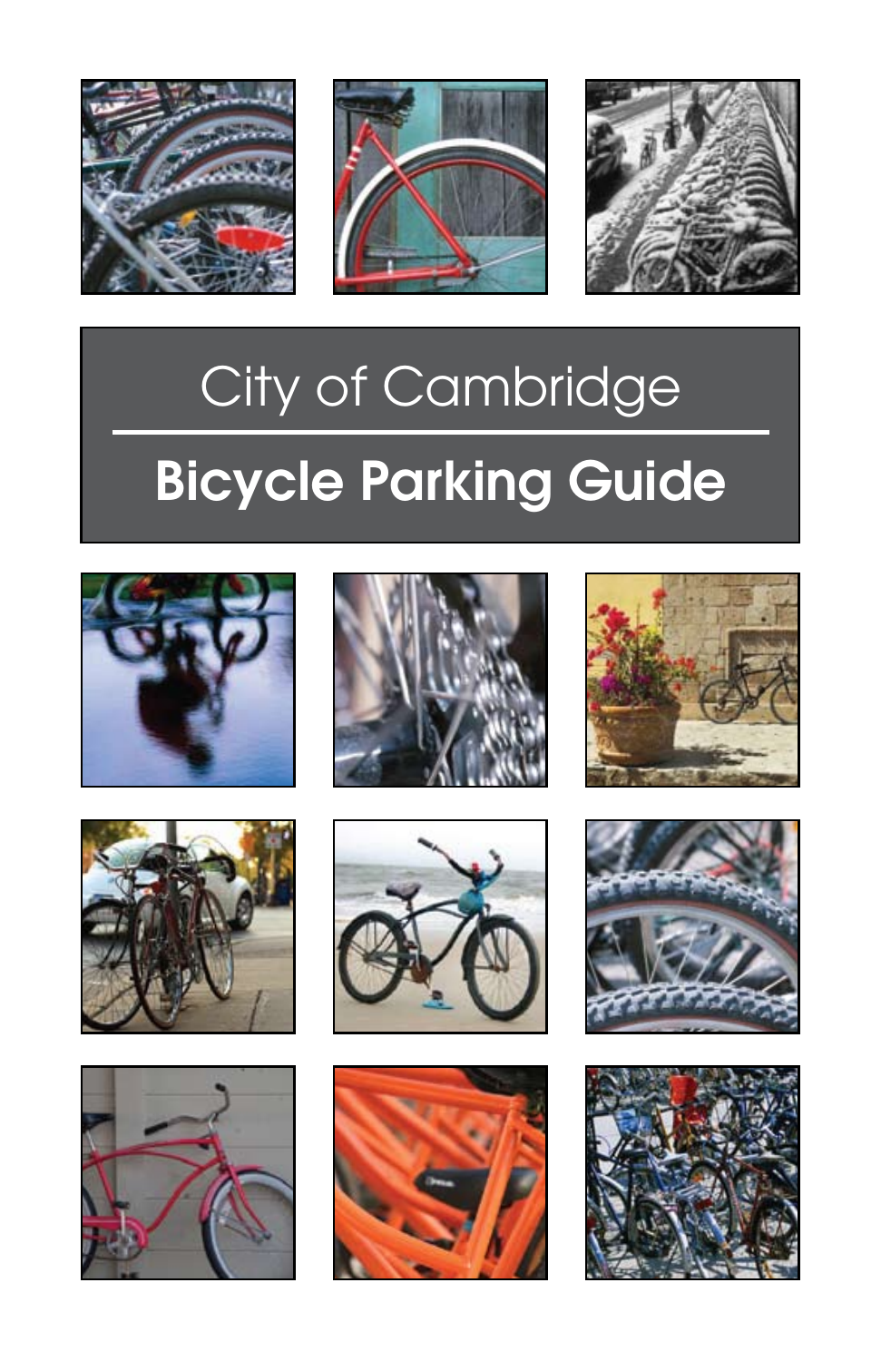City of Cambridge

# Bicycle Parking Guide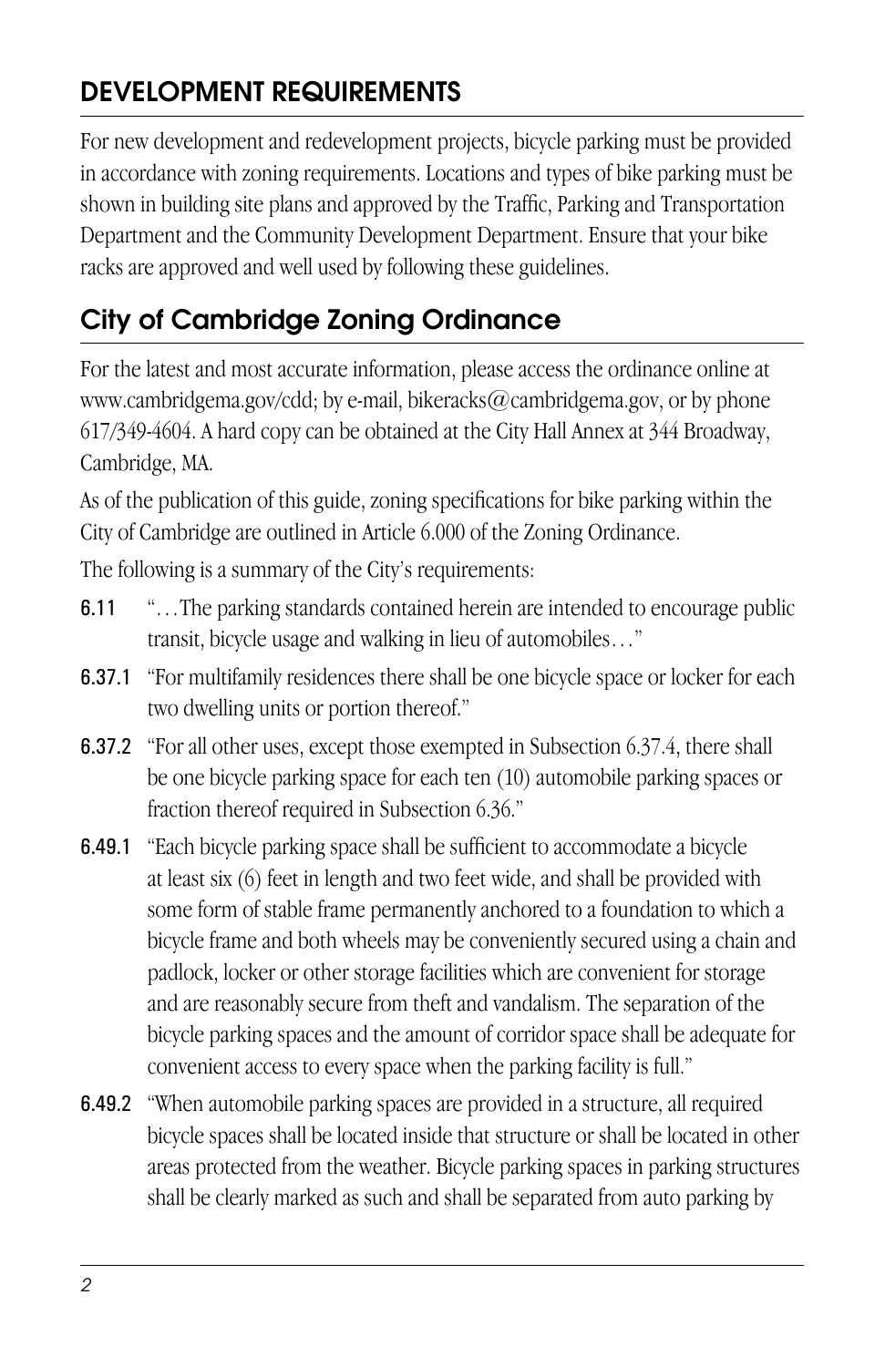## DEVELOPMENT REQUIREMENTS

For new development and redevelopment projects, bicycle parking must be provided in accordance with zoning requirements. Locations and types of bike parking must be shown in building site plans and approved by the Traffic, Parking and Transportation Department and the Community Development Department. Ensure that your bike racks are approved and well used by following these guidelines.

## City of Cambridge Zoning Ordinance

For the latest and most accurate information, please access the ordinance online at www.cambridgema.gov/cdd; by e-mail, bikeracks@cambridgema.gov, or by phone 617/349-4604. A hard copy can be obtained at the City Hall Annex at 344 Broadway, Cambridge, MA.

As of the publication of this guide, zoning specifications for bike parking within the City of Cambridge are outlined in Article 6.000 of the Zoning Ordinance.

The following is a summary of the City's requirements:

**6.11** "…The parking standards contained herein are intended to encourage public transit, bicycle usage and walking in lieu of automobiles…"

**6.37.1** "For multifamily residences there shall be one bicycle space or locker for each two dwelling units or portion thereof."

**6.37.2** "For all other uses, except those exempted in Subsection 6.37.4, there shall be one bicycle parking space for each ten (10) automobile parking spaces or fraction thereof required in Subsection 6.36."

**6.49.1** "Each bicycle parking space shall be sufficient to accommodate a bicycle at least six (6) feet in length and two feet wide, and shall be provided with some form of stable frame permanently anchored to a foundation to which a bicycle frame and both wheels may be conveniently secured using a chain and padlock, locker or other storage facilities which are convenient for storage and are reasonably secure from theft and vandalism. The separation of the bicycle parking spaces and the amount of corridor space shall be adequate for convenient access to every space when the parking facility is full."

**6.49.2** "When automobile parking spaces are provided in a structure, all required bicycle spaces shall be located inside that structure or shall be located in other areas protected from the weather. Bicycle parking spaces in parking structures shall be clearly marked as such and shall be separated from auto parking by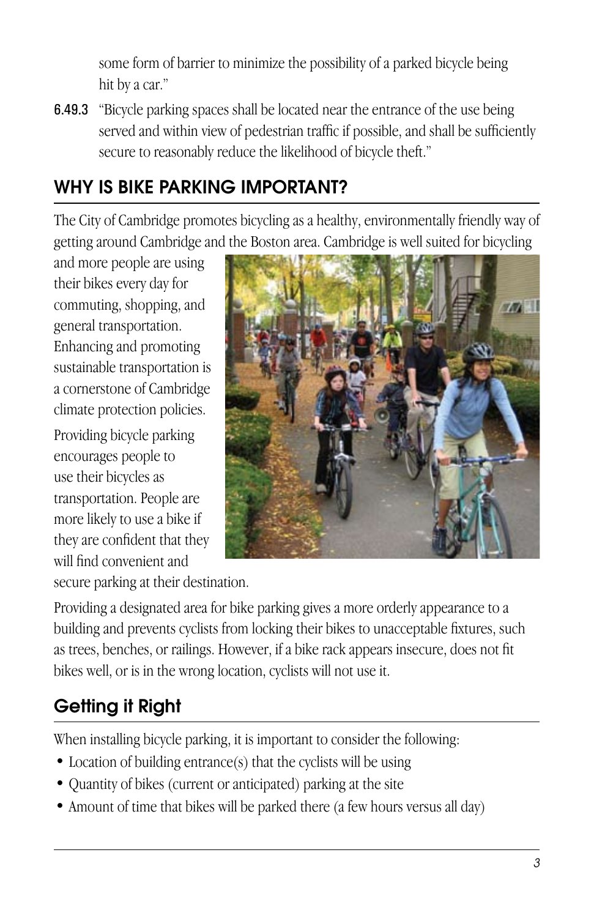some form of barrier to minimize the possibility of a parked bicycle being hit by a car."

**6.49.3** "Bicycle parking spaces shall be located near the entrance of the use being served and within view of pedestrian traffic if possible, and shall be sufficiently secure to reasonably reduce the likelihood of bicycle theft."

## WHY IS BIKE PARKING IMPORTANT?

The City of Cambridge promotes bicycling as a healthy, environmentally friendly way of getting around Cambridge and the Boston area. Cambridge is well suited for bicycling and more people are using their bikes every day for commuting, shopping, and general transportation. Enhancing and promoting sustainable transportation is a cornerstone of Cambridge climate protection policies.

Providing bicycle parking encourages people to use their bicycles as transportation. People are more likely to use a bike if they are confident that they will find convenient and secure parking at their destination.

Providing a designated area for bike parking gives a more orderly appearance to a building and prevents cyclists from locking their bikes to unacceptable fixtures, such as trees, benches, or railings. However, if a bike rack appears insecure, does not fit bikes well, or is in the wrong location, cyclists will not use it.

## Getting it Right

When installing bicycle parking, it is important to consider the following:

- Location of building entrance(s) that the cyclists will be using
- Quantity of bikes (current or anticipated) parking at the site
- Amount of time that bikes will be parked there (a few hours versus all day)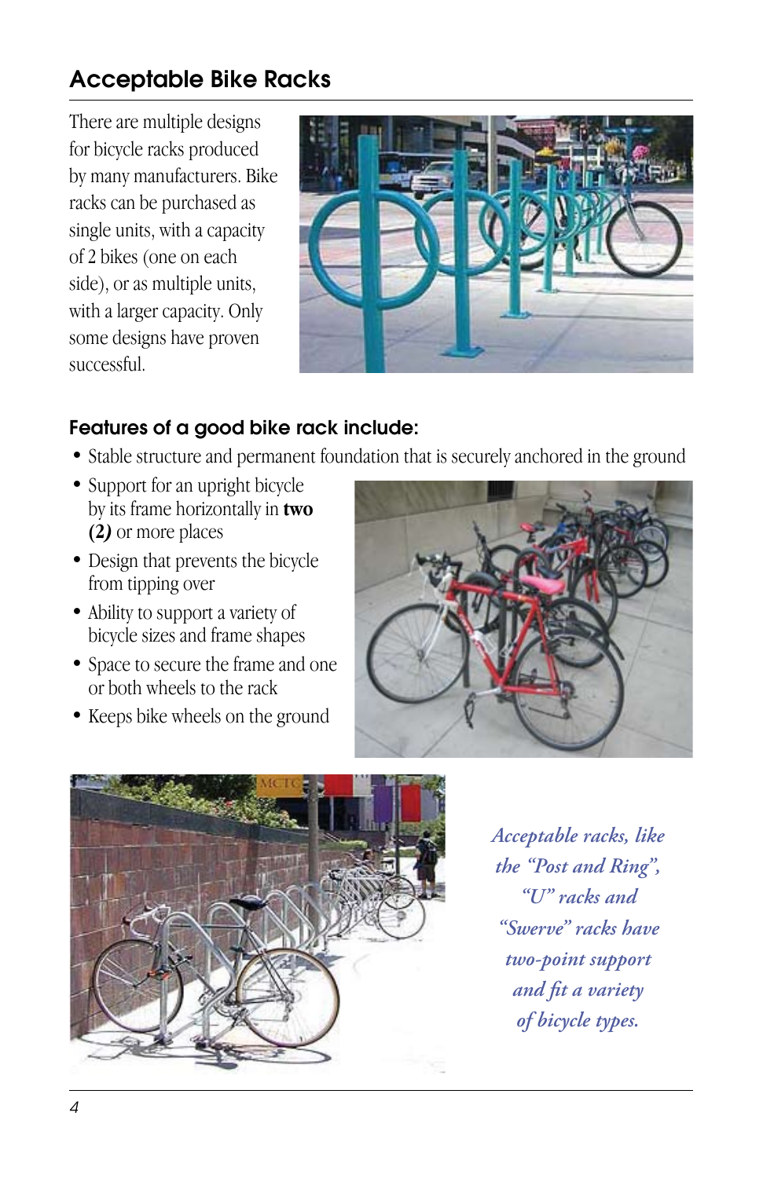## Acceptable Bike Racks

There are multiple designs for bicycle racks produced by many manufacturers. Bike racks can be purchased as single units, with a capacity of 2 bikes (one on each side), or as multiple units, with a larger capacity. Only some designs have proven successful.

### Features of a good bike rack include:

- Stable structure and permanent foundation that is securely anchored in the ground
- Support for an upright bicycle by its frame horizontally in **two (2)** or more places
- Design that prevents the bicycle from tipping over
- Ability to support a variety of bicycle sizes and frame shapes
- Space to secure the frame and one or both wheels to the rack
- Keeps bike wheels on the ground

*Acceptable racks, like the "Post and Ring", "U" racks and "Swerve" racks have two-point support and fit a variety of bicycle types.*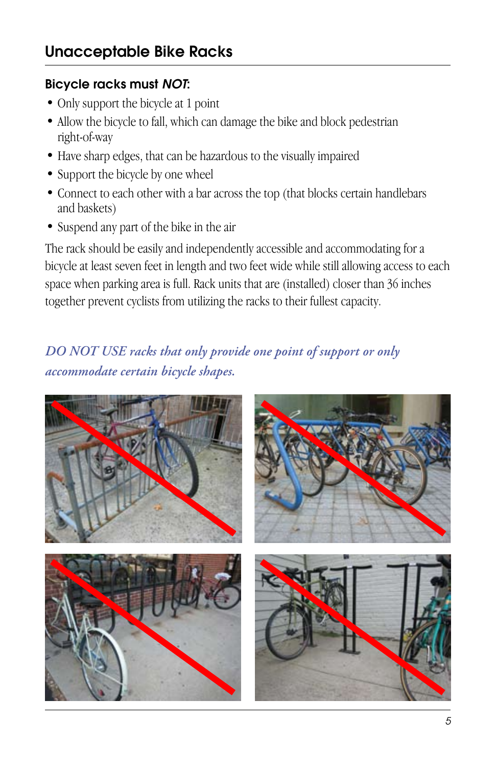## Unacceptable Bike Racks

### Bicycle racks must *NOT*:

- Only support the bicycle at 1 point
- Allow the bicycle to fall, which can damage the bike and block pedestrian right-of-way
- Have sharp edges, that can be hazardous to the visually impaired
- Support the bicycle by one wheel
- Connect to each other with a bar across the top (that blocks certain handlebars and baskets)
- Suspend any part of the bike in the air

The rack should be easily and independently accessible and accommodating for a bicycle at least seven feet in length and two feet wide while still allowing access to each space when parking area is full. Rack units that are (installed) closer than 36 inches together prevent cyclists from utilizing the racks to their fullest capacity.

*DO NOT USE racks that only provide one point of support or only accommodate certain bicycle shapes.*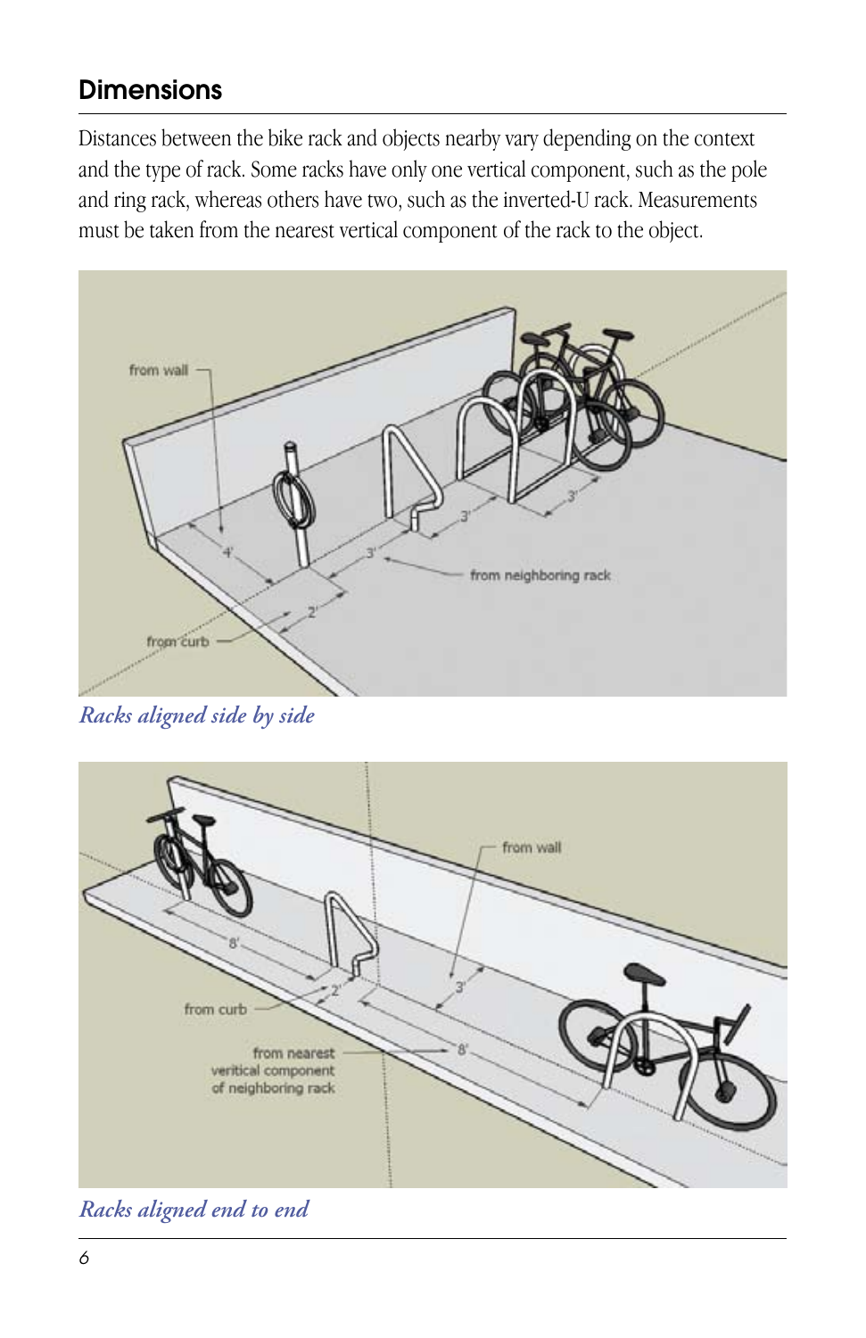## Dimensions

Distances between the bike rack and objects nearby vary depending on the context and the type of rack. Some racks have only one vertical component, such as the pole and ring rack, whereas others have two, such as the inverted-U rack. Measurements must be taken from the nearest vertical component of the rack to the object.

*Racks aligned side by side*

*Racks aligned end to end*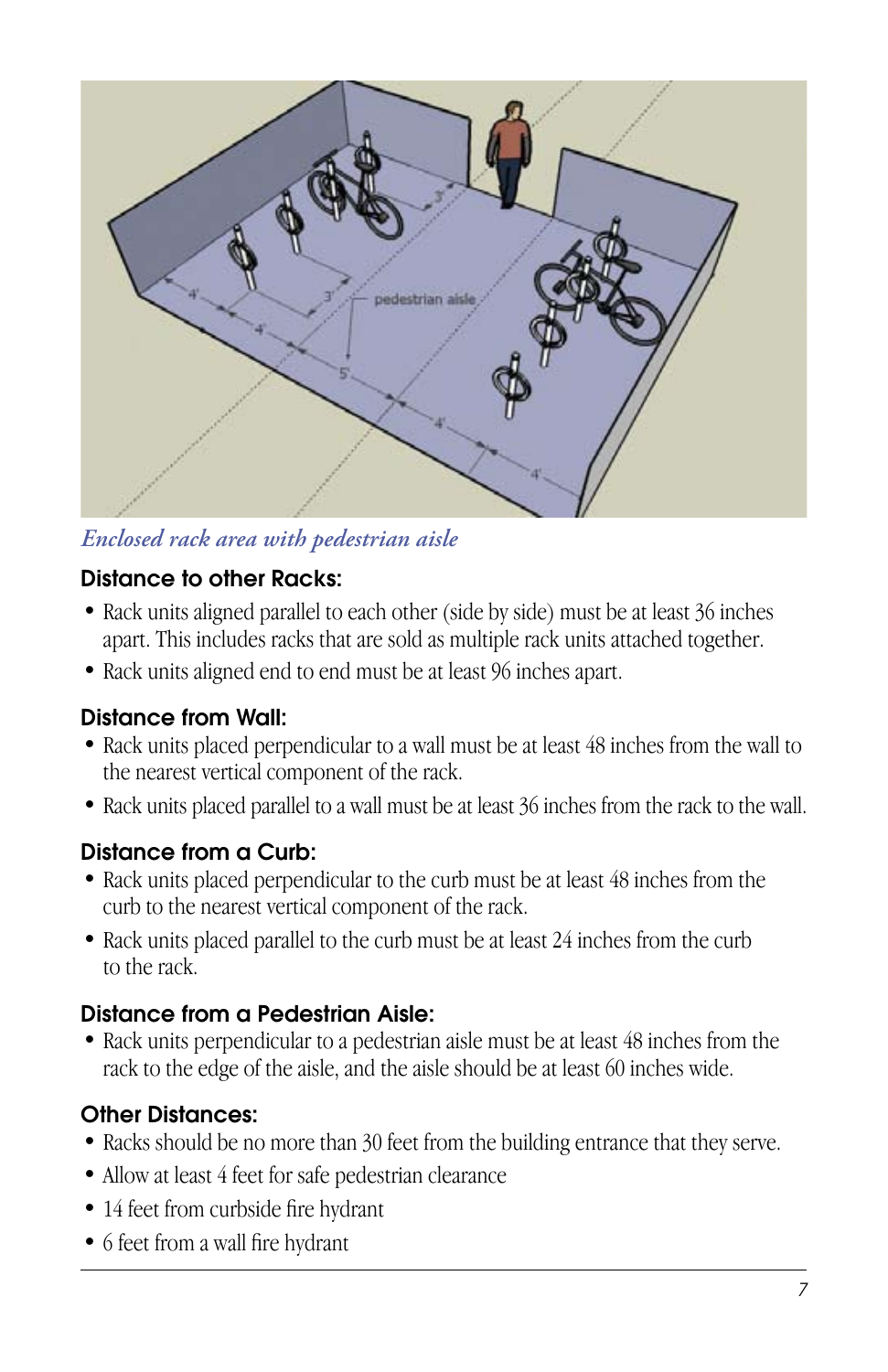*Enclosed rack area with pedestrian aisle*

### Distance to other Racks:

- Rack units aligned parallel to each other (side by side) must be at least 36 inches apart. This includes racks that are sold as multiple rack units attached together.
- Rack units aligned end to end must be at least 96 inches apart.

### Distance from Wall:

- Rack units placed perpendicular to a wall must be at least 48 inches from the wall to the nearest vertical component of the rack.
- Rack units placed parallel to a wall must be at least 36 inches from the rack to the wall.

### Distance from a Curb:

- Rack units placed perpendicular to the curb must be at least 48 inches from the curb to the nearest vertical component of the rack.
- Rack units placed parallel to the curb must be at least 24 inches from the curb to the rack.

### Distance from a Pedestrian Aisle:

- Rack units perpendicular to a pedestrian aisle must be at least 48 inches from the rack to the edge of the aisle, and the aisle should be at least 60 inches wide.

### Other Distances:

- Racks should be no more than 30 feet from the building entrance that they serve.
- Allow at least 4 feet for safe pedestrian clearance
- 14 feet from curbside fire hydrant
- 6 feet from a wall fire hydrant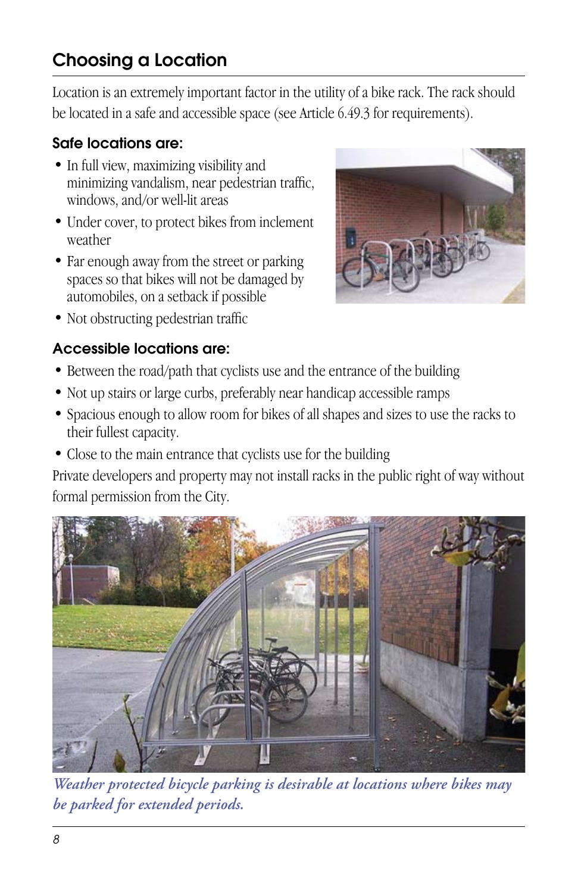## Choosing a Location

Location is an extremely important factor in the utility of a bike rack. The rack should be located in a safe and accessible space (see Article 6.49.3 for requirements).

### Safe locations are:

- In full view, maximizing visibility and minimizing vandalism, near pedestrian traffic, windows, and/or well-lit areas
- Under cover, to protect bikes from inclement weather
- Far enough away from the street or parking spaces so that bikes will not be damaged by automobiles, on a setback if possible
- Not obstructing pedestrian traffic

### Accessible locations are:

- Between the road/path that cyclists use and the entrance of the building
- Not up stairs or large curbs, preferably near handicap accessible ramps
- Spacious enough to allow room for bikes of all shapes and sizes to use the racks to their fullest capacity.
- Close to the main entrance that cyclists use for the building

Private developers and property may not install racks in the public right of way without formal permission from the City.

*Weather protected bicycle parking is desirable at locations where bikes may be parked for extended periods.*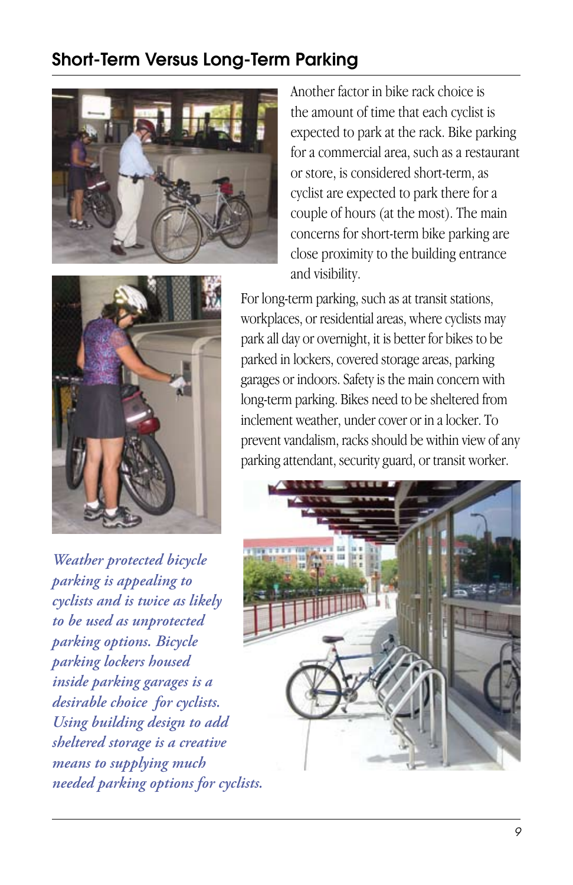## Short-Term Versus Long-Term Parking

Another factor in bike rack choice is the amount of time that each cyclist is expected to park at the rack. Bike parking for a commercial area, such as a restaurant or store, is considered short-term, as cyclist are expected to park there for a couple of hours (at the most). The main concerns for short-term bike parking are close proximity to the building entrance and visibility.

For long-term parking, such as at transit stations, workplaces, or residential areas, where cyclists may park all day or overnight, it is better for bikes to be parked in lockers, covered storage areas, parking garages or indoors. Safety is the main concern with long-term parking. Bikes need to be sheltered from inclement weather, under cover or in a locker. To prevent vandalism, racks should be within view of any parking attendant, security guard, or transit worker.

*Weather protected bicycle parking is appealing to cyclists and is twice as likely to be used as unprotected parking options. Bicycle parking lockers housed inside parking garages is a desirable choice for cyclists. Using building design to add sheltered storage is a creative means to supplying much needed parking options for cyclists.*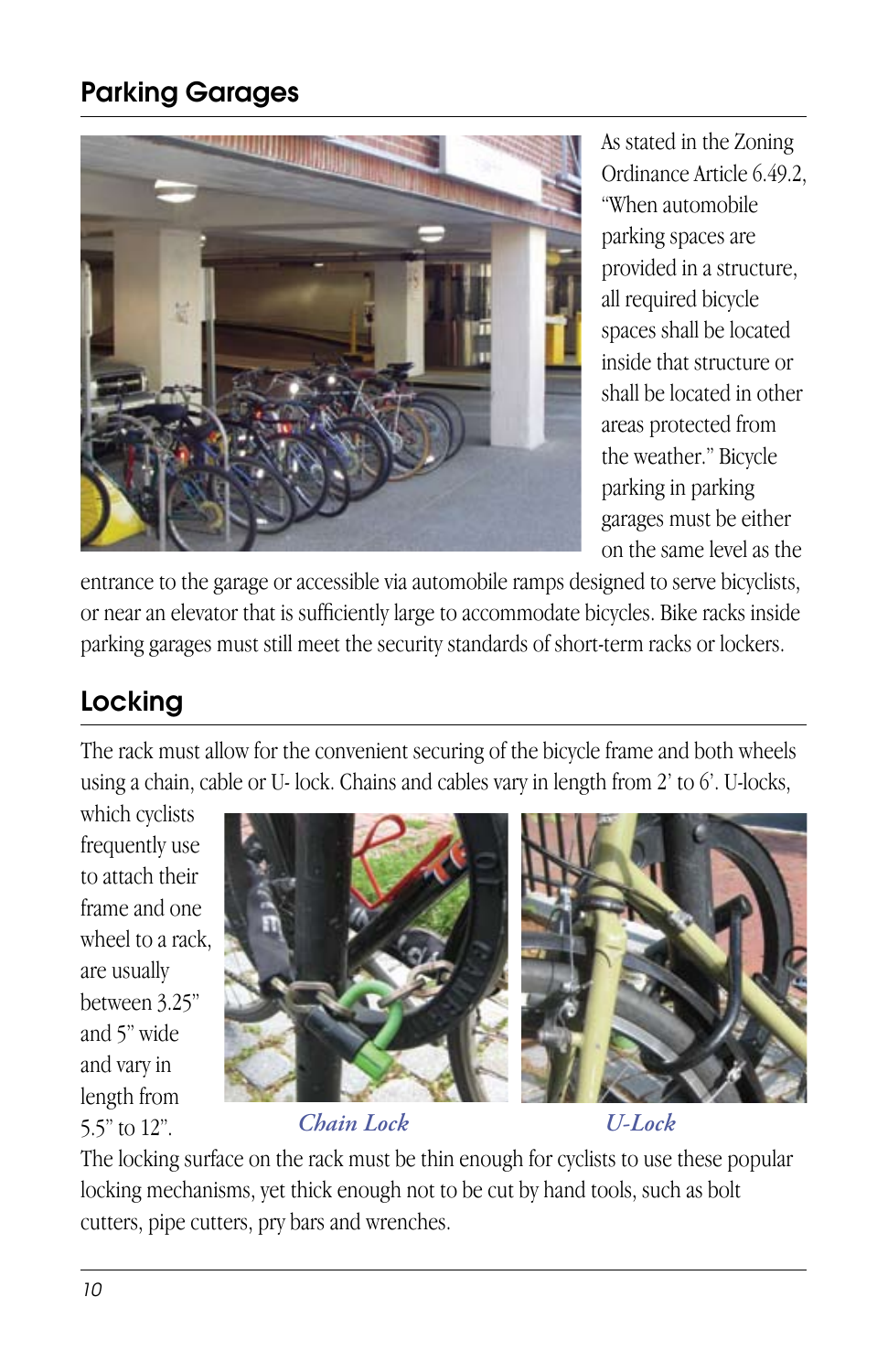## Parking Garages

As stated in the Zoning Ordinance Article 6.49.2, "When automobile parking spaces are provided in a structure, all required bicycle spaces shall be located inside that structure or shall be located in other areas protected from the weather." Bicycle parking in parking garages must be either on the same level as the entrance to the garage or accessible via automobile ramps designed to serve bicyclists, or near an elevator that is sufficiently large to accommodate bicycles. Bike racks inside parking garages must still meet the security standards of short-term racks or lockers.

## Locking

The rack must allow for the convenient securing of the bicycle frame and both wheels using a chain, cable or U- lock. Chains and cables vary in length from 2' to 6'. U-locks, which cyclists frequently use to attach their frame and one wheel to a rack, are usually between 3.25" and 5" wide and vary in length from 5.5" to 12".

*Chain Lock*

*U-Lock*

The locking surface on the rack must be thin enough for cyclists to use these popular locking mechanisms, yet thick enough not to be cut by hand tools, such as bolt cutters, pipe cutters, pry bars and wrenches.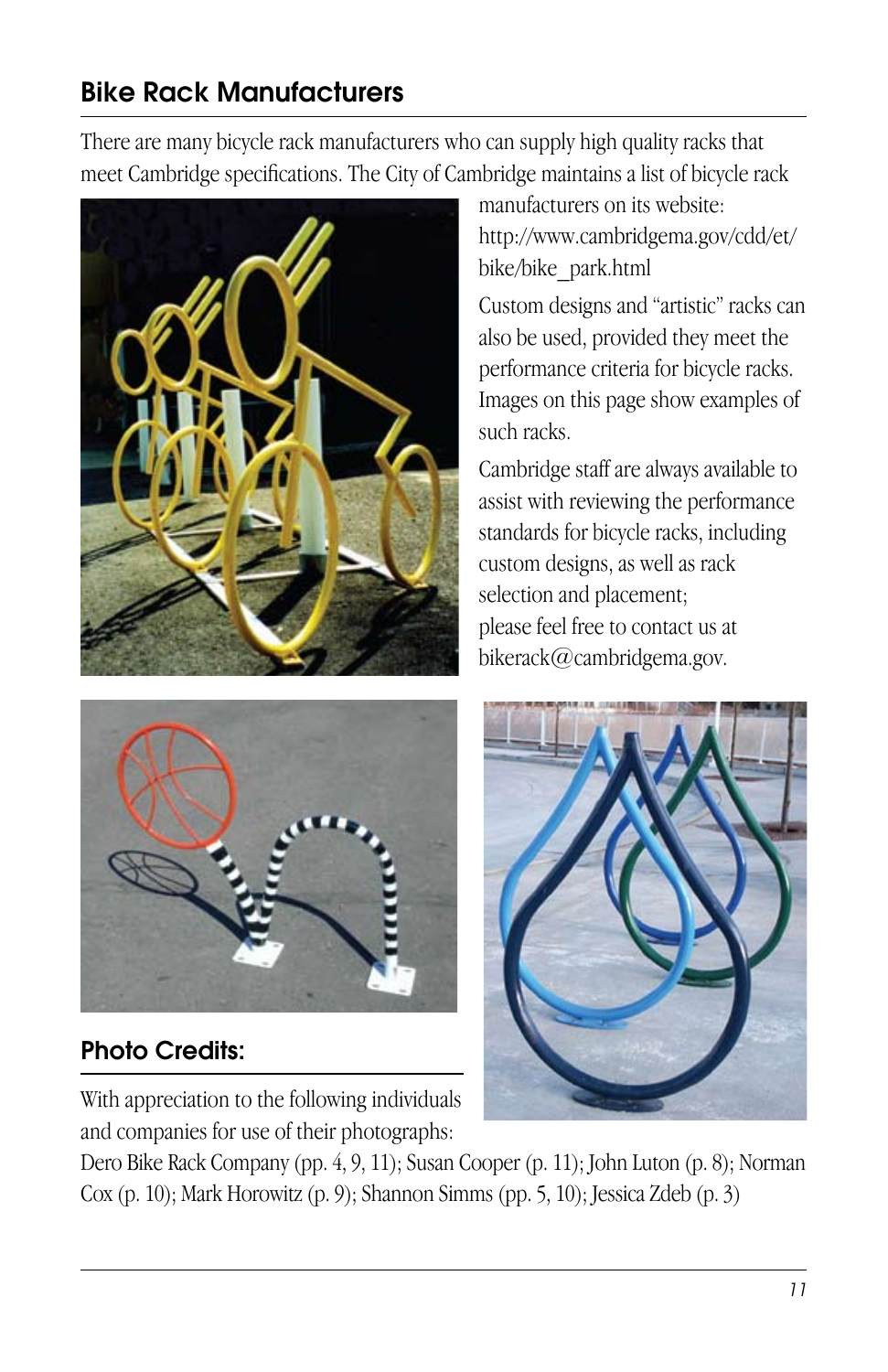## Bike Rack Manufacturers

There are many bicycle rack manufacturers who can supply high quality racks that meet Cambridge specifications. The City of Cambridge maintains a list of bicycle rack manufacturers on its website: http://www.cambridgema.gov/cdd/et/bike/bike_park.html

Custom designs and "artistic" racks can also be used, provided they meet the performance criteria for bicycle racks. Images on this page show examples of such racks.

Cambridge staff are always available to assist with reviewing the performance standards for bicycle racks, including custom designs, as well as rack selection and placement; please feel free to contact us at bikerack@cambridgema.gov.

## Photo Credits:

With appreciation to the following individuals and companies for use of their photographs: Dero Bike Rack Company (pp. 4, 9, 11); Susan Cooper (p. 11); John Luton (p. 8); Norman Cox (p. 10); Mark Horowitz (p. 9); Shannon Simms (pp. 5, 10); Jessica Zdeb (p. 3)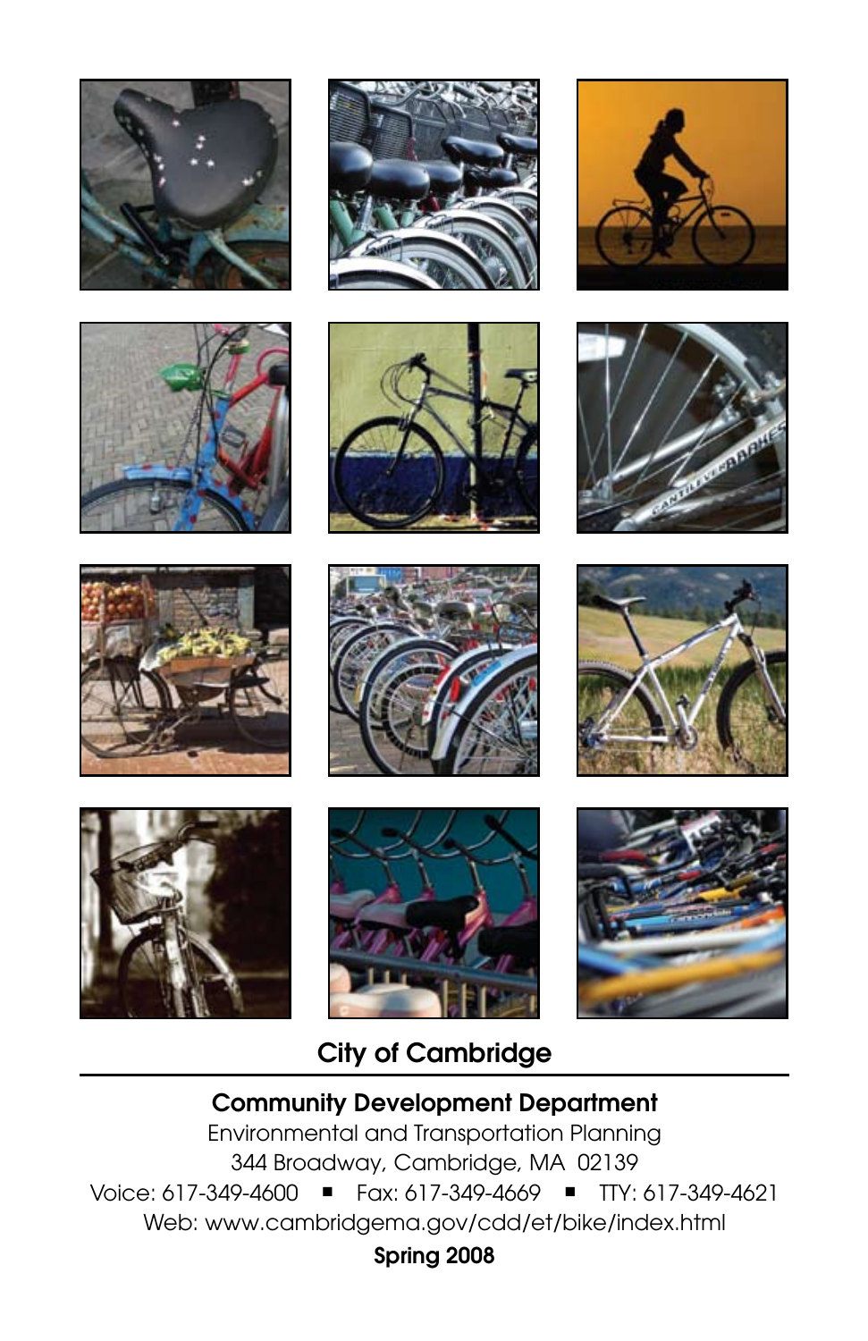## City of Cambridge

**Community Development Department**

Environmental and Transportation Planning

344 Broadway, Cambridge, MA 02139

Voice: 617-349-4600 ■ Fax: 617-349-4669 ■ TTY: 617-349-4621

Web: www.cambridgema.gov/cdd/et/bike/index.html

**Spring 2008**